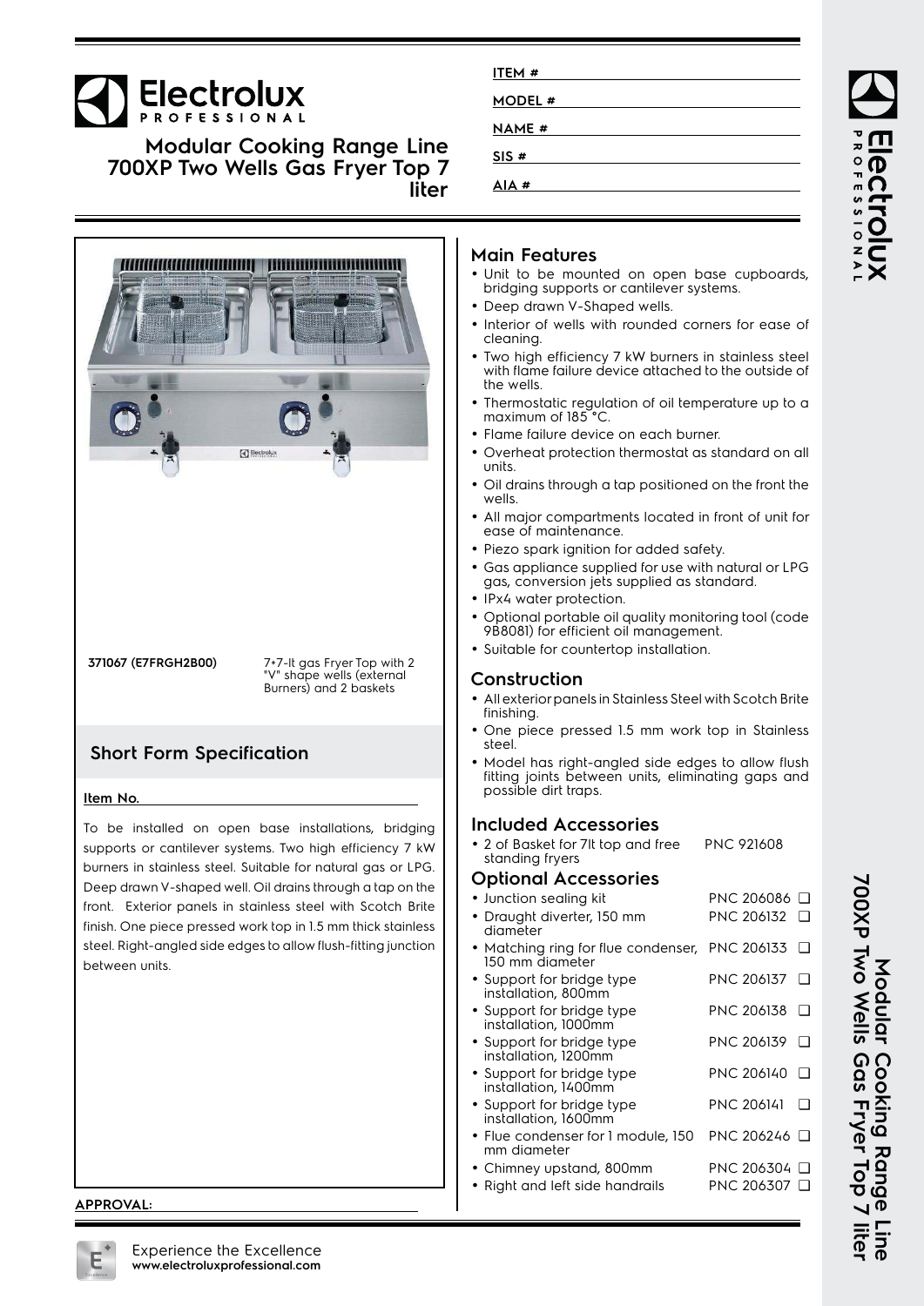# Modular Cooking Range Line 700XP Two Wells Gas Fryer Top 7 liter

ITEM #

MODEL #

NAME #

SIS #

AIA #

**371067 (E7FRGH2B00)** 7+7-lt gas Fryer Top with 2 "V" shape wells (external Burners) and 2 baskets

## Short Form Specification

**Item No.**

To be installed on open base installations, bridging supports or cantilever systems. Two high efficiency 7 kW burners in stainless steel. Suitable for natural gas or LPG. Deep drawn V-shaped well. Oil drains through a tap on the front. Exterior panels in stainless steel with Scotch Brite finish. One piece pressed work top in 1.5 mm thick stainless steel. Right-angled side edges to allow flush-fitting junction between units.

**APPROVAL:**

## Main Features

- Unit to be mounted on open base cupboards, bridging supports or cantilever systems.
- Deep drawn V-Shaped wells.
- Interior of wells with rounded corners for ease of cleaning.
- Two high efficiency 7 kW burners in stainless steel with flame failure device attached to the outside of the wells.
- Thermostatic regulation of oil temperature up to a maximum of 185 °C.
- Flame failure device on each burner.
- Overheat protection thermostat as standard on all units.
- Oil drains through a tap positioned on the front the wells.
- All major compartments located in front of unit for ease of maintenance.
- Piezo spark ignition for added safety.
- Gas appliance supplied for use with natural or LPG gas, conversion jets supplied as standard.
- IPx4 water protection.
- Optional portable oil quality monitoring tool (code 9B8081) for efficient oil management.
- Suitable for countertop installation.

## Construction

- All exterior panels in Stainless Steel with Scotch Brite finishing.
- One piece pressed 1.5 mm work top in Stainless steel.
- Model has right-angled side edges to allow flush fitting joints between units, eliminating gaps and possible dirt traps.

## Included Accessories

- 2 of Basket for 7lt top and free standing fryers PNC 921608

## Optional Accessories

- Junction sealing kit PNC 206086 ❑
- Draught diverter, 150 mm diameter PNC 206132 ❑
- Matching ring for flue condenser, 150 mm diameter PNC 206133 ❑
- Support for bridge type installation, 800mm PNC 206137 ❑
- Support for bridge type installation, 1000mm PNC 206138 ❑
- Support for bridge type installation, 1200mm PNC 206139 ❑
- Support for bridge type installation, 1400mm PNC 206140 ❑
- Support for bridge type installation, 1600mm PNC 206141 ❑
- Flue condenser for 1 module, 150 mm diameter PNC 206246 ❑
- Chimney upstand, 800mm PNC 206304 ❑
- Right and left side handrails PNC 206307 ❑

Experience the Excellence
**www.electroluxprofessional.com**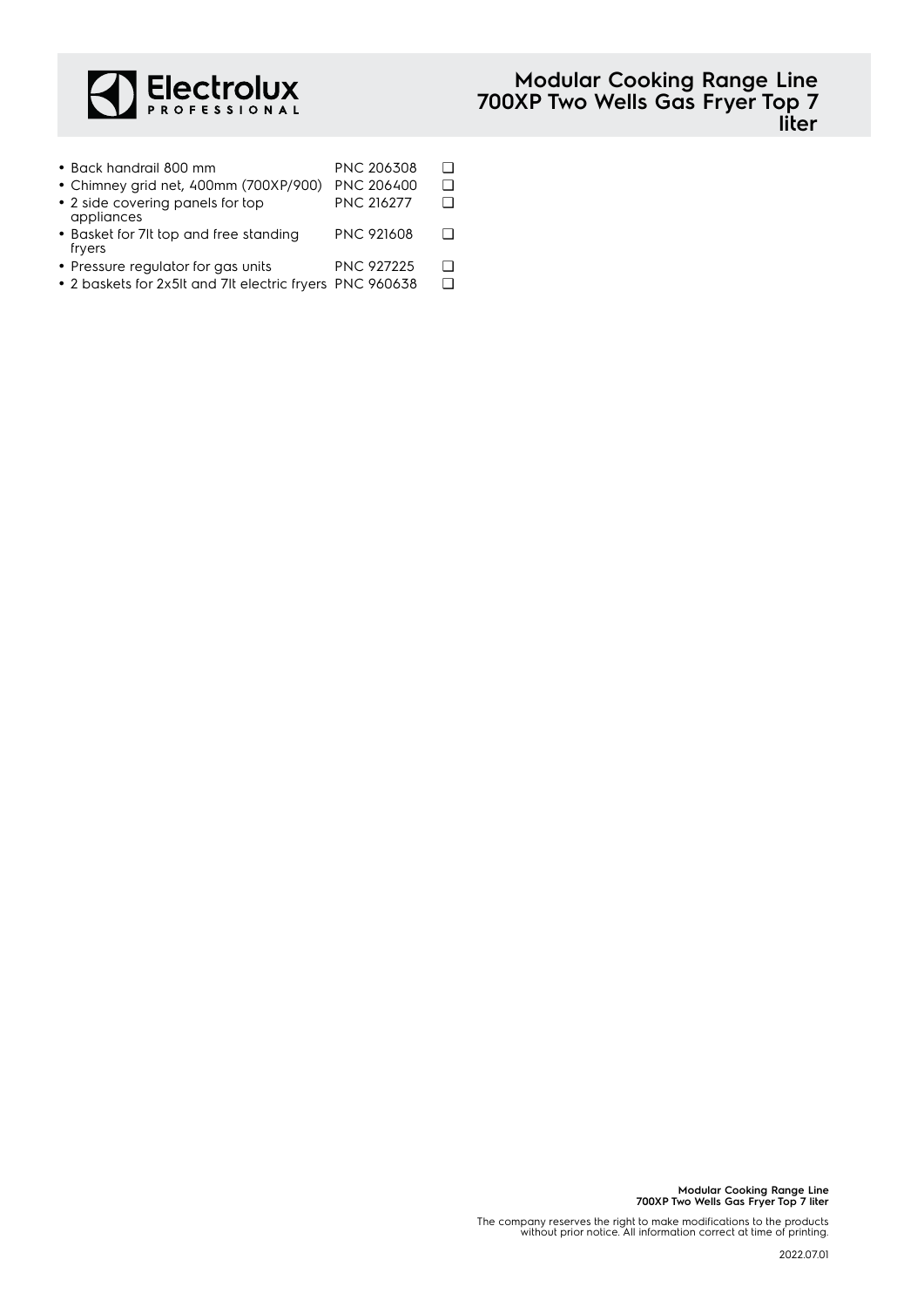- Back handrail 800 mm PNC 206308 ❑
- Chimney grid net, 400mm (700XP/900) PNC 206400 ❑
- 2 side covering panels for top appliances PNC 216277 ❑
- Basket for 7lt top and free standing fryers PNC 921608 ❑
- Pressure regulator for gas units PNC 927225 ❑
- 2 baskets for 2x5lt and 7lt electric fryers PNC 960638 ❑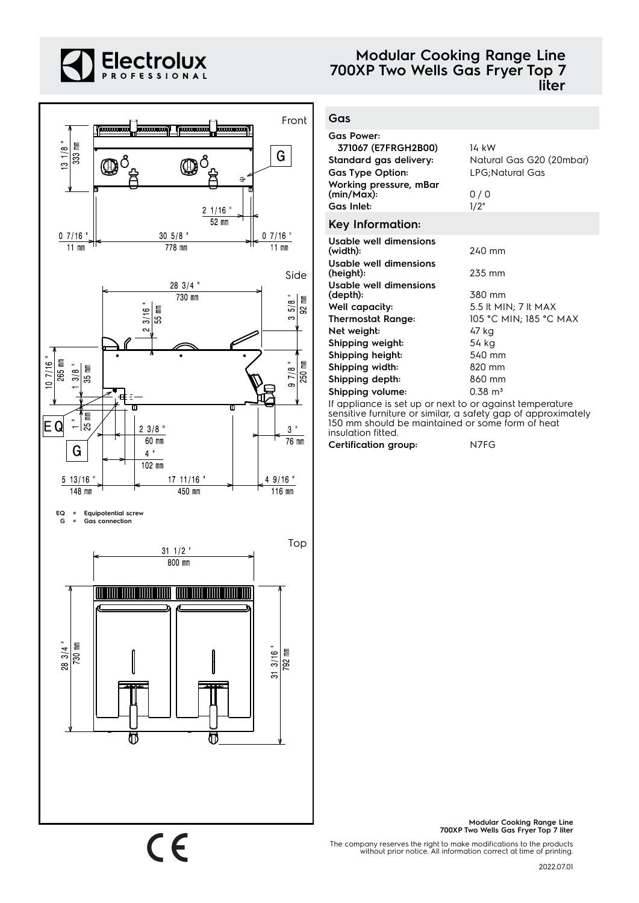# Modular Cooking Range Line 700XP Two Wells Gas Fryer Top 7 liter

Front

13 1/8 "
333 mm

G

2 1/16 "
52 mm

0 7/16 "
11 mm

30 5/8 "
778 mm

0 7/16 "
11 mm

Side

28 3/4 "
730 mm

2 3/16 "
55 mm

3 5/8 "
92 mm

10 7/16 "
265 mm

1 3/8 "
35 mm

9 7/8 "
250 mm

EQ

1 "
25 mm

G

2 3/8 "
60 mm

4 "
102 mm

3 "
76 mm

5 13/16 "
148 mm

17 11/16 "
450 mm

4 9/16 "
116 mm

EQ = Equipotential screw
G = Gas connection

Top

31 1/2 "
800 mm

28 3/4 "
730 mm

31 3/16 "
792 mm

## Gas

| | |
|---|---|
| **Gas Power:** | |
| **371067 (E7FRGH2B00)** | 14 kW |
| **Standard gas delivery:** | Natural Gas G20 (20mbar) |
| **Gas Type Option:** | LPG;Natural Gas |
| **Working pressure, mBar (min/Max):** | 0 / 0 |
| **Gas Inlet:** | 1/2" |

## Key Information:

| | |
|---|---|
| **Usable well dimensions (width):** | 240 mm |
| **Usable well dimensions (height):** | 235 mm |
| **Usable well dimensions (depth):** | 380 mm |
| **Well capacity:** | 5.5 lt MIN; 7 lt MAX |
| **Thermostat Range:** | 105 °C MIN; 185 °C MAX |
| **Net weight:** | 47 kg |
| **Shipping weight:** | 54 kg |
| **Shipping height:** | 540 mm |
| **Shipping width:** | 820 mm |
| **Shipping depth:** | 860 mm |
| **Shipping volume:** | 0.38 m³ |

If appliance is set up or next to or against temperature sensitive furniture or similar, a safety gap of approximately 150 mm should be maintained or some form of heat insulation fitted.

**Certification group:** N7FG

The company reserves the right to make modifications to the products without prior notice. All information correct at time of printing.

2022.07.01